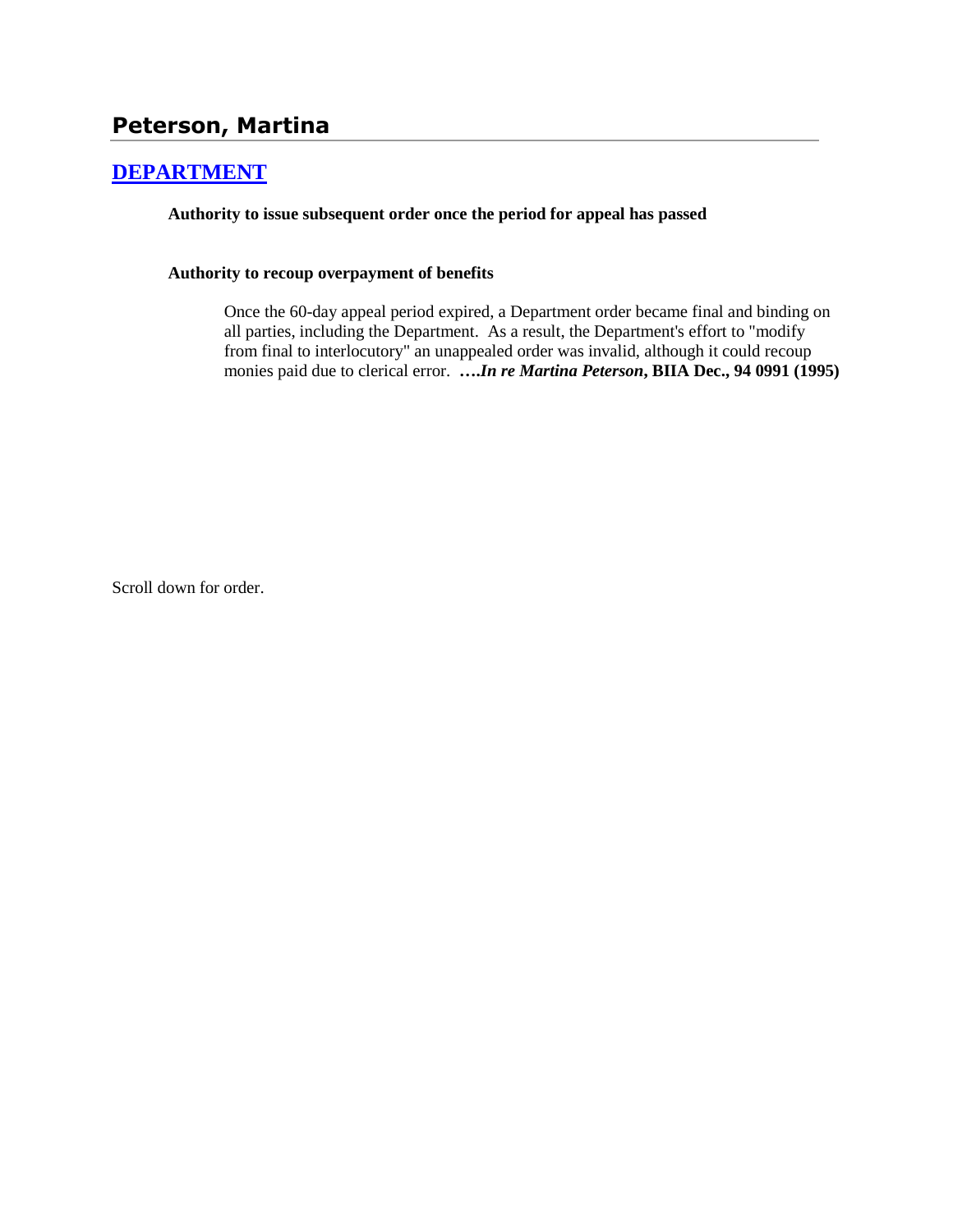## Peterson, Martina

### DEPARTMENT

**Authority to issue subsequent order once the period for appeal has passed**

**Authority to recoup overpayment of benefits**

> Once the 60-day appeal period expired, a Department order became final and binding on all parties, including the Department. As a result, the Department's effort to "modify from final to interlocutory" an unappealed order was invalid, although it could recoup monies paid due to clerical error. **….*In re Martina Peterson*, BIIA Dec., 94 0991 (1995)**

Scroll down for order.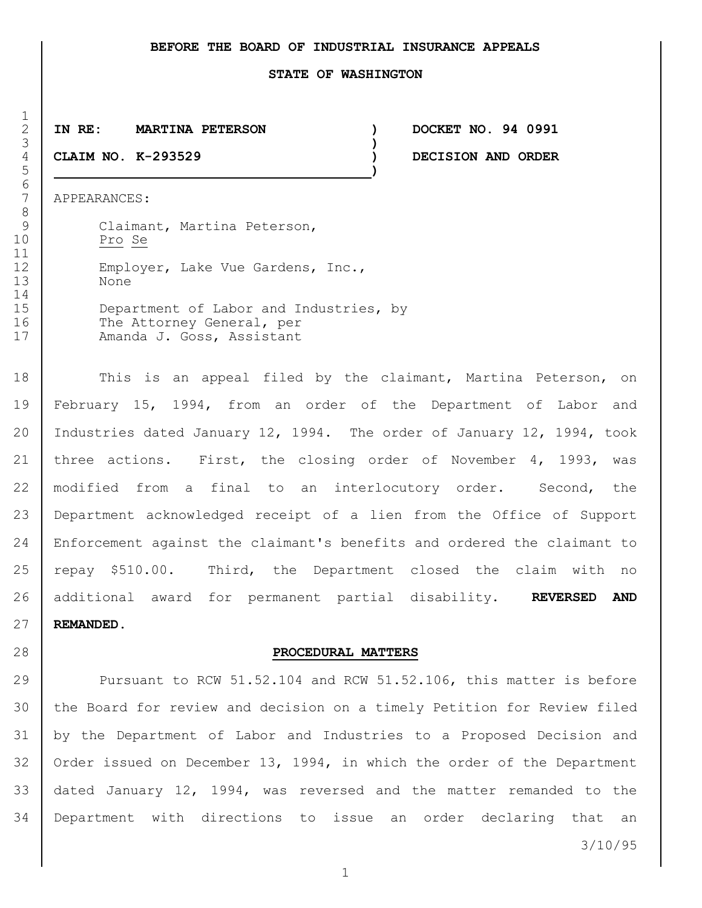**BEFORE THE BOARD OF INDUSTRIAL INSURANCE APPEALS**

**STATE OF WASHINGTON**

| | | |
|---|---|---|
| **IN RE: MARTINA PETERSON** | ) | **DOCKET NO. 94 0991** |
| | ) | |
| **CLAIM NO. K-293529** | ) | **DECISION AND ORDER** |

APPEARANCES:

Claimant, Martina Peterson,
Pro Se

Employer, Lake Vue Gardens, Inc.,
None

Department of Labor and Industries, by
The Attorney General, per
Amanda J. Goss, Assistant

This is an appeal filed by the claimant, Martina Peterson, on February 15, 1994, from an order of the Department of Labor and Industries dated January 12, 1994. The order of January 12, 1994, took three actions. First, the closing order of November 4, 1993, was modified from a final to an interlocutory order. Second, the Department acknowledged receipt of a lien from the Office of Support Enforcement against the claimant's benefits and ordered the claimant to repay $510.00. Third, the Department closed the claim with no additional award for permanent partial disability. **REVERSED AND REMANDED.**

## PROCEDURAL MATTERS

Pursuant to RCW 51.52.104 and RCW 51.52.106, this matter is before the Board for review and decision on a timely Petition for Review filed by the Department of Labor and Industries to a Proposed Decision and Order issued on December 13, 1994, in which the order of the Department dated January 12, 1994, was reversed and the matter remanded to the Department with directions to issue an order declaring that an

3/10/95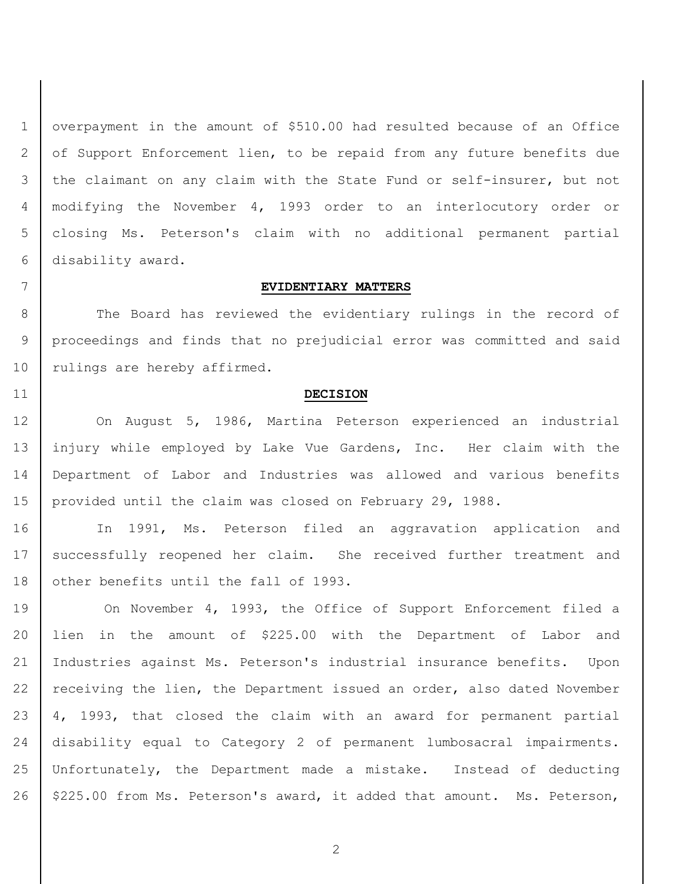overpayment in the amount of $510.00 had resulted because of an Office of Support Enforcement lien, to be repaid from any future benefits due the claimant on any claim with the State Fund or self-insurer, but not modifying the November 4, 1993 order to an interlocutory order or closing Ms. Peterson's claim with no additional permanent partial disability award.

## EVIDENTIARY MATTERS

The Board has reviewed the evidentiary rulings in the record of proceedings and finds that no prejudicial error was committed and said rulings are hereby affirmed.

## DECISION

On August 5, 1986, Martina Peterson experienced an industrial injury while employed by Lake Vue Gardens, Inc. Her claim with the Department of Labor and Industries was allowed and various benefits provided until the claim was closed on February 29, 1988.

In 1991, Ms. Peterson filed an aggravation application and successfully reopened her claim. She received further treatment and other benefits until the fall of 1993.

On November 4, 1993, the Office of Support Enforcement filed a lien in the amount of $225.00 with the Department of Labor and Industries against Ms. Peterson's industrial insurance benefits. Upon receiving the lien, the Department issued an order, also dated November 4, 1993, that closed the claim with an award for permanent partial disability equal to Category 2 of permanent lumbosacral impairments. Unfortunately, the Department made a mistake. Instead of deducting $225.00 from Ms. Peterson's award, it added that amount. Ms. Peterson,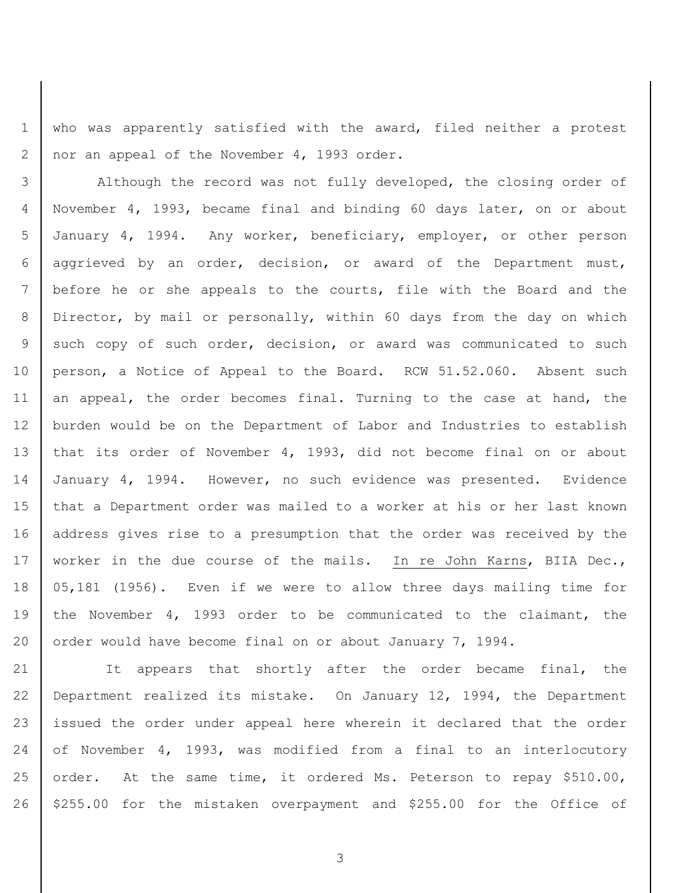who was apparently satisfied with the award, filed neither a protest nor an appeal of the November 4, 1993 order.

Although the record was not fully developed, the closing order of November 4, 1993, became final and binding 60 days later, on or about January 4, 1994. Any worker, beneficiary, employer, or other person aggrieved by an order, decision, or award of the Department must, before he or she appeals to the courts, file with the Board and the Director, by mail or personally, within 60 days from the day on which such copy of such order, decision, or award was communicated to such person, a Notice of Appeal to the Board. RCW 51.52.060. Absent such an appeal, the order becomes final. Turning to the case at hand, the burden would be on the Department of Labor and Industries to establish that its order of November 4, 1993, did not become final on or about January 4, 1994. However, no such evidence was presented. Evidence that a Department order was mailed to a worker at his or her last known address gives rise to a presumption that the order was received by the worker in the due course of the mails. In re John Karns, BIIA Dec., 05,181 (1956). Even if we were to allow three days mailing time for the November 4, 1993 order to be communicated to the claimant, the order would have become final on or about January 7, 1994.

It appears that shortly after the order became final, the Department realized its mistake. On January 12, 1994, the Department issued the order under appeal here wherein it declared that the order of November 4, 1993, was modified from a final to an interlocutory order. At the same time, it ordered Ms. Peterson to repay $510.00, $255.00 for the mistaken overpayment and $255.00 for the Office of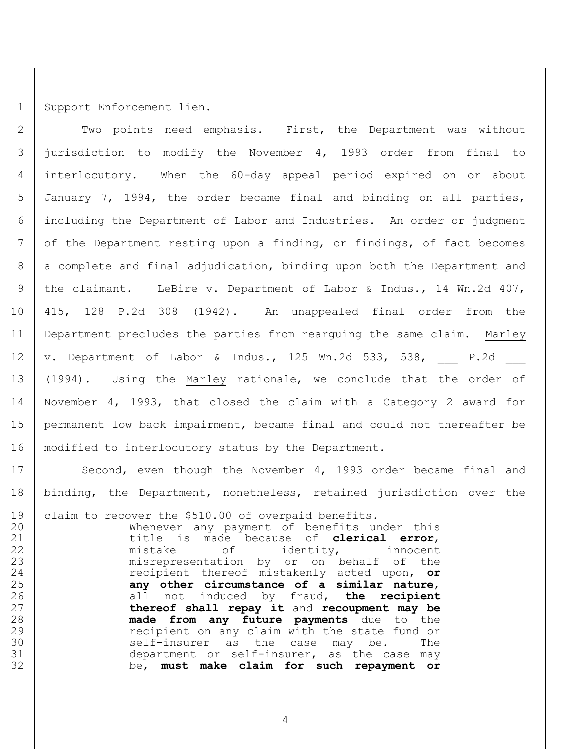Support Enforcement lien.

Two points need emphasis. First, the Department was without jurisdiction to modify the November 4, 1993 order from final to interlocutory. When the 60-day appeal period expired on or about January 7, 1994, the order became final and binding on all parties, including the Department of Labor and Industries. An order or judgment of the Department resting upon a finding, or findings, of fact becomes a complete and final adjudication, binding upon both the Department and the claimant. LeBire v. Department of Labor & Indus., 14 Wn.2d 407, 415, 128 P.2d 308 (1942). An unappealed final order from the Department precludes the parties from rearguing the same claim. Marley v. Department of Labor & Indus., 125 Wn.2d 533, 538, ___ P.2d ___ (1994). Using the Marley rationale, we conclude that the order of November 4, 1993, that closed the claim with a Category 2 award for permanent low back impairment, became final and could not thereafter be modified to interlocutory status by the Department.

Second, even though the November 4, 1993 order became final and binding, the Department, nonetheless, retained jurisdiction over the claim to recover the $510.00 of overpaid benefits.

> Whenever any payment of benefits under this title is made because of **clerical error**, mistake of identity, innocent misrepresentation by or on behalf of the recipient thereof mistakenly acted upon, **or any other circumstance of a similar nature**, all not induced by fraud, **the recipient thereof shall repay it** and **recoupment may be made from any future payments** due to the recipient on any claim with the state fund or self-insurer as the case may be. The department or self-insurer, as the case may be, **must make claim for such repayment or**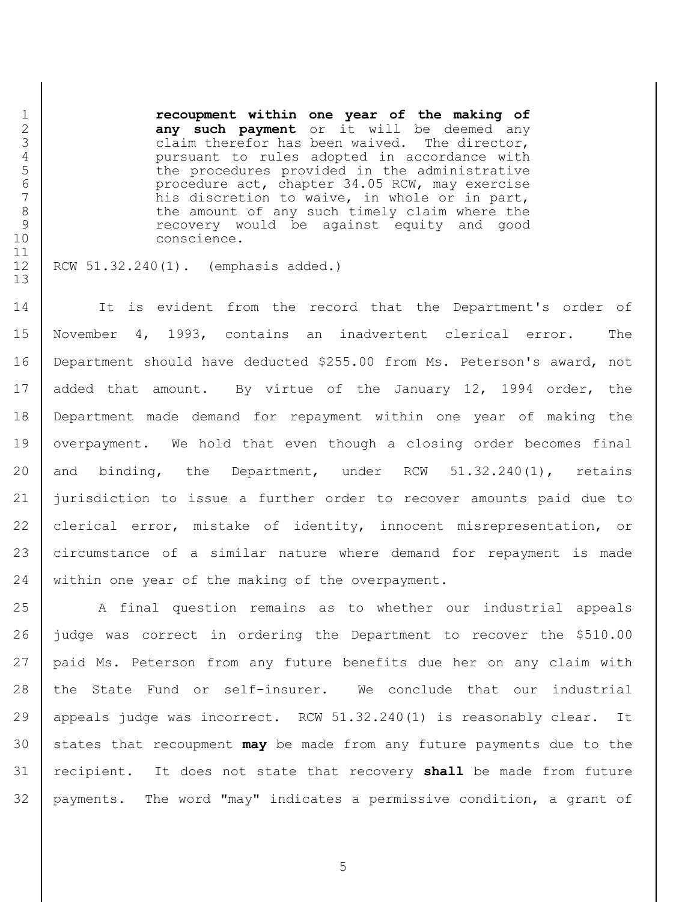> **recoupment within one year of the making of any such payment** or it will be deemed any claim therefor has been waived. The director, pursuant to rules adopted in accordance with the procedures provided in the administrative procedure act, chapter 34.05 RCW, may exercise his discretion to waive, in whole or in part, the amount of any such timely claim where the recovery would be against equity and good conscience.

RCW 51.32.240(1). (emphasis added.)

It is evident from the record that the Department's order of November 4, 1993, contains an inadvertent clerical error. The Department should have deducted $255.00 from Ms. Peterson's award, not added that amount. By virtue of the January 12, 1994 order, the Department made demand for repayment within one year of making the overpayment. We hold that even though a closing order becomes final and binding, the Department, under RCW 51.32.240(1), retains jurisdiction to issue a further order to recover amounts paid due to clerical error, mistake of identity, innocent misrepresentation, or circumstance of a similar nature where demand for repayment is made within one year of the making of the overpayment.

A final question remains as to whether our industrial appeals judge was correct in ordering the Department to recover the $510.00 paid Ms. Peterson from any future benefits due her on any claim with the State Fund or self-insurer. We conclude that our industrial appeals judge was incorrect. RCW 51.32.240(1) is reasonably clear. It states that recoupment **may** be made from any future payments due to the recipient. It does not state that recovery **shall** be made from future payments. The word "may" indicates a permissive condition, a grant of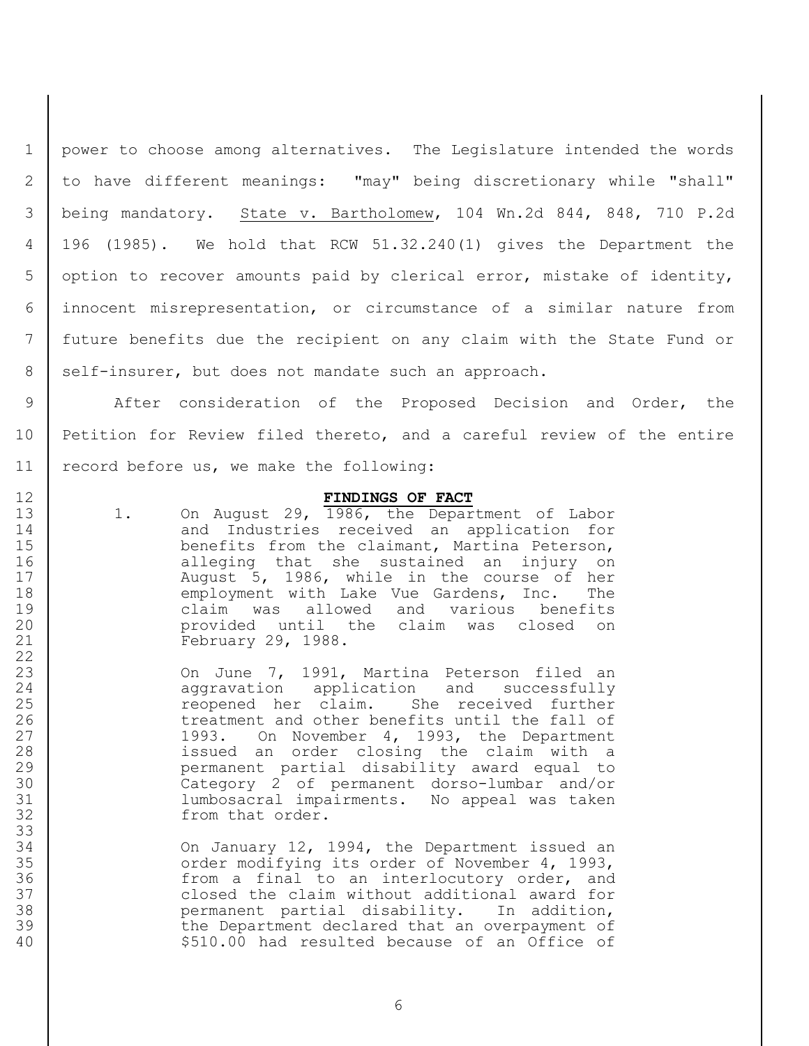power to choose among alternatives. The Legislature intended the words to have different meanings: "may" being discretionary while "shall" being mandatory. State v. Bartholomew, 104 Wn.2d 844, 848, 710 P.2d 196 (1985). We hold that RCW 51.32.240(1) gives the Department the option to recover amounts paid by clerical error, mistake of identity, innocent misrepresentation, or circumstance of a similar nature from future benefits due the recipient on any claim with the State Fund or self-insurer, but does not mandate such an approach.

After consideration of the Proposed Decision and Order, the Petition for Review filed thereto, and a careful review of the entire record before us, we make the following:

## FINDINGS OF FACT

1. On August 29, 1986, the Department of Labor and Industries received an application for benefits from the claimant, Martina Peterson, alleging that she sustained an injury on August 5, 1986, while in the course of her employment with Lake Vue Gardens, Inc. The claim was allowed and various benefits provided until the claim was closed on February 29, 1988.

   On June 7, 1991, Martina Peterson filed an aggravation application and successfully reopened her claim. She received further treatment and other benefits until the fall of 1993. On November 4, 1993, the Department issued an order closing the claim with a permanent partial disability award equal to Category 2 of permanent dorso-lumbar and/or lumbosacral impairments. No appeal was taken from that order.

   On January 12, 1994, the Department issued an order modifying its order of November 4, 1993, from a final to an interlocutory order, and closed the claim without additional award for permanent partial disability. In addition, the Department declared that an overpayment of $510.00 had resulted because of an Office of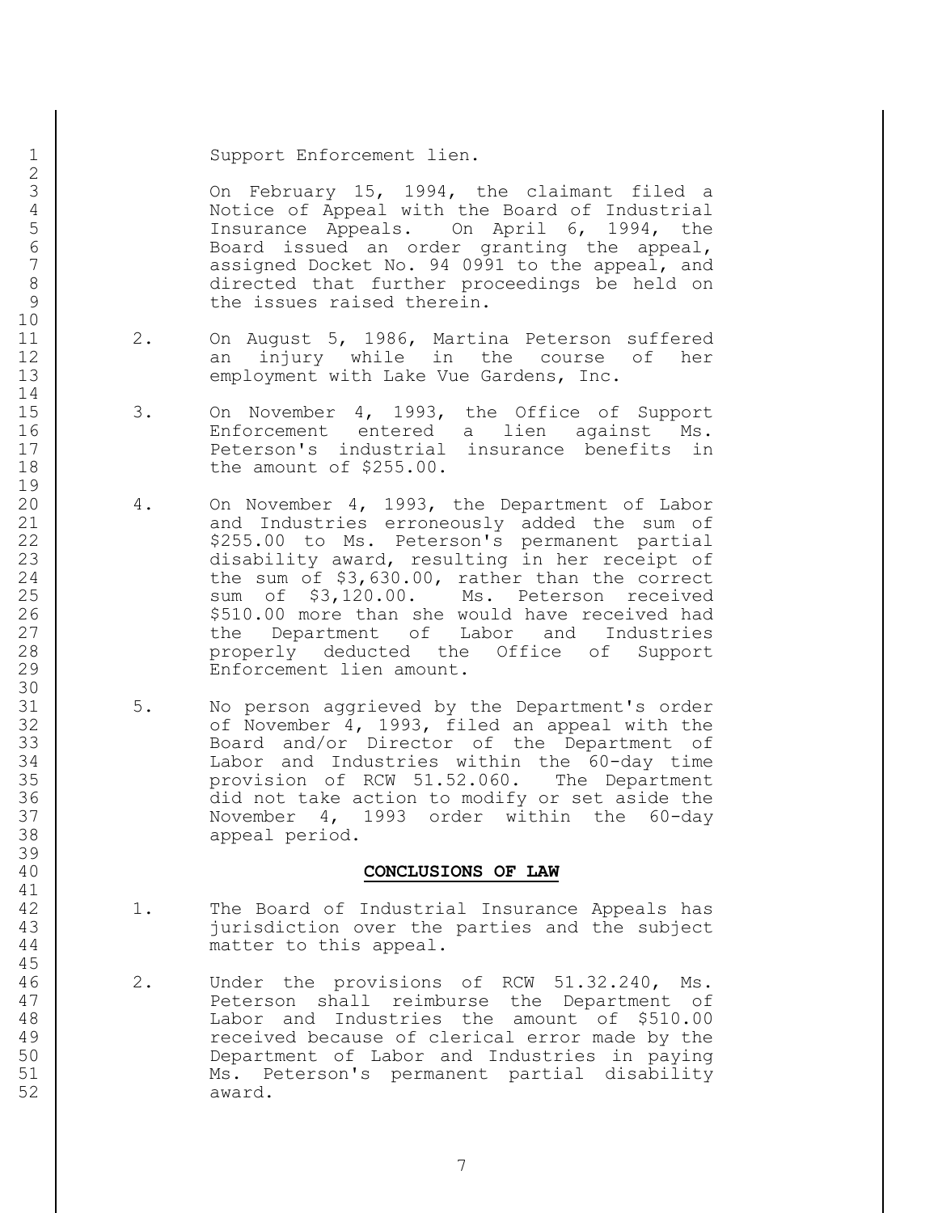Support Enforcement lien.

On February 15, 1994, the claimant filed a Notice of Appeal with the Board of Industrial Insurance Appeals. On April 6, 1994, the Board issued an order granting the appeal, assigned Docket No. 94 0991 to the appeal, and directed that further proceedings be held on the issues raised therein.

2. On August 5, 1986, Martina Peterson suffered an injury while in the course of her employment with Lake Vue Gardens, Inc.

3. On November 4, 1993, the Office of Support Enforcement entered a lien against Ms. Peterson's industrial insurance benefits in the amount of $255.00.

4. On November 4, 1993, the Department of Labor and Industries erroneously added the sum of $255.00 to Ms. Peterson's permanent partial disability award, resulting in her receipt of the sum of $3,630.00, rather than the correct sum of $3,120.00. Ms. Peterson received $510.00 more than she would have received had the Department of Labor and Industries properly deducted the Office of Support Enforcement lien amount.

5. No person aggrieved by the Department's order of November 4, 1993, filed an appeal with the Board and/or Director of the Department of Labor and Industries within the 60-day time provision of RCW 51.52.060. The Department did not take action to modify or set aside the November 4, 1993 order within the 60-day appeal period.

## CONCLUSIONS OF LAW

1. The Board of Industrial Insurance Appeals has jurisdiction over the parties and the subject matter to this appeal.

2. Under the provisions of RCW 51.32.240, Ms. Peterson shall reimburse the Department of Labor and Industries the amount of $510.00 received because of clerical error made by the Department of Labor and Industries in paying Ms. Peterson's permanent partial disability award.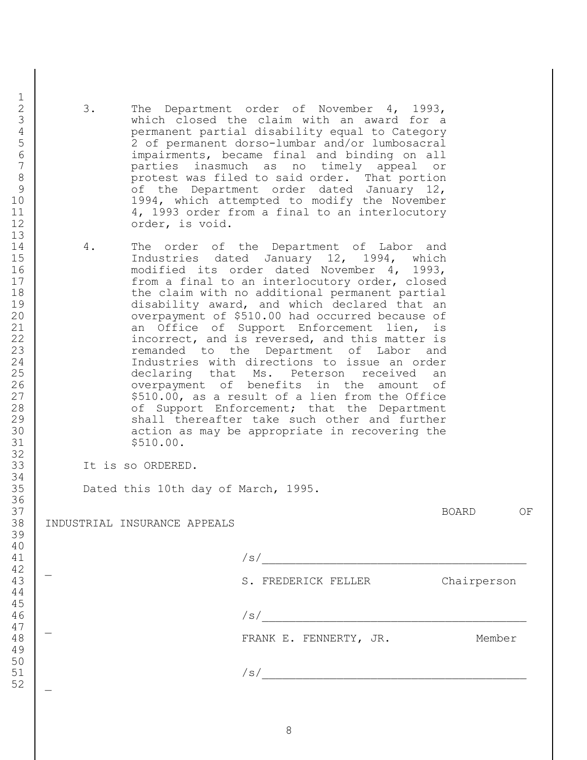3. The Department order of November 4, 1993, which closed the claim with an award for a permanent partial disability equal to Category 2 of permanent dorso-lumbar and/or lumbosacral impairments, became final and binding on all parties inasmuch as no timely appeal or protest was filed to said order. That portion of the Department order dated January 12, 1994, which attempted to modify the November 4, 1993 order from a final to an interlocutory order, is void.

4. The order of the Department of Labor and Industries dated January 12, 1994, which modified its order dated November 4, 1993, from a final to an interlocutory order, closed the claim with no additional permanent partial disability award, and which declared that an overpayment of $510.00 had occurred because of an Office of Support Enforcement lien, is incorrect, and is reversed, and this matter is remanded to the Department of Labor and Industries with directions to issue an order declaring that Ms. Peterson received an overpayment of benefits in the amount of $510.00, as a result of a lien from the Office of Support Enforcement; that the Department shall thereafter take such other and further action as may be appropriate in recovering the $510.00.

It is so ORDERED.

Dated this 10th day of March, 1995.

BOARD OF INDUSTRIAL INSURANCE APPEALS

/s/______________________________________

S. FREDERICK FELLER Chairperson

/s/______________________________________

FRANK E. FENNERTY, JR. Member

/s/______________________________________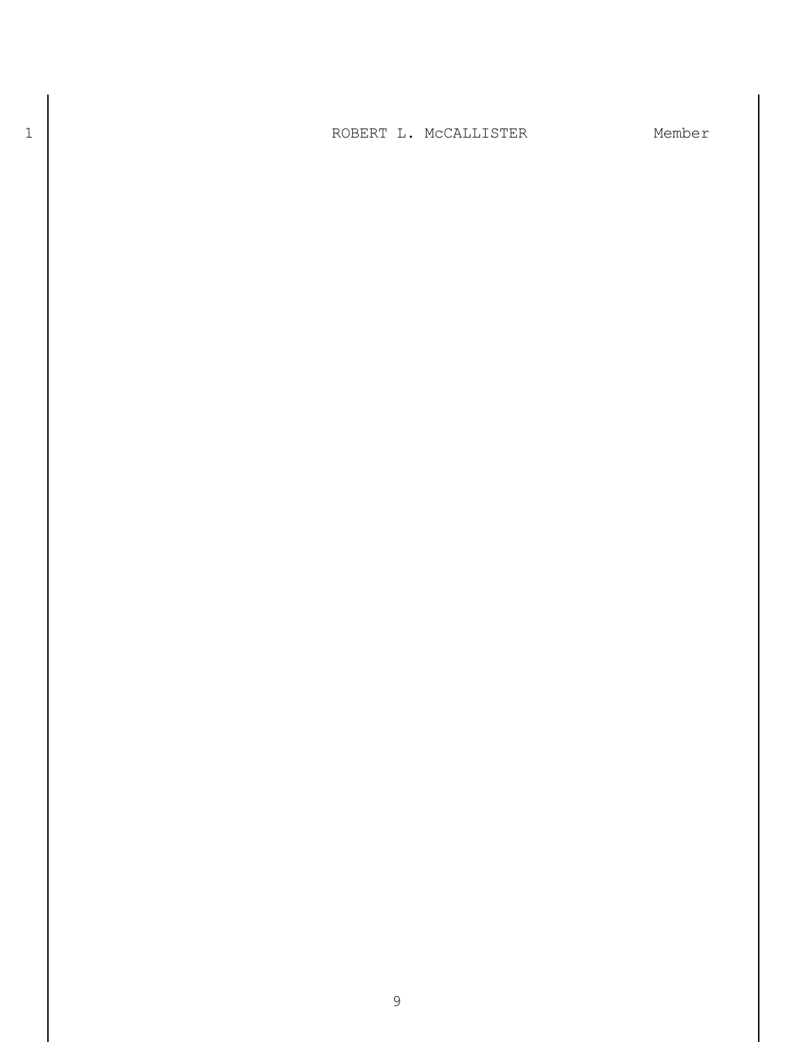ROBERT L. McCALLISTER Member